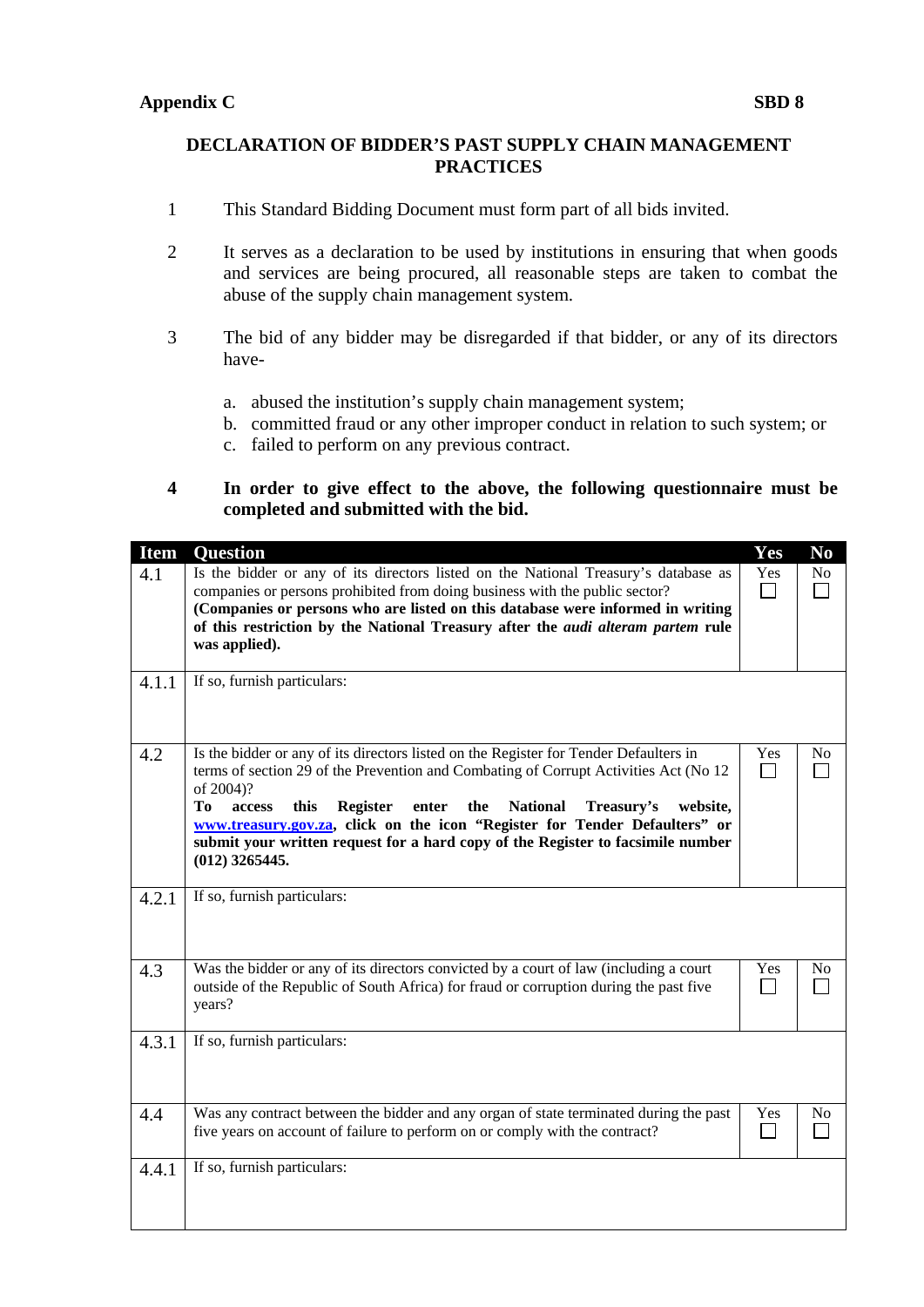**Appendix C** **SBD 8**

## DECLARATION OF BIDDER'S PAST SUPPLY CHAIN MANAGEMENT PRACTICES

1. This Standard Bidding Document must form part of all bids invited.

2. It serves as a declaration to be used by institutions in ensuring that when goods and services are being procured, all reasonable steps are taken to combat the abuse of the supply chain management system.

3. The bid of any bidder may be disregarded if that bidder, or any of its directors have-

   a. abused the institution's supply chain management system;
   b. committed fraud or any other improper conduct in relation to such system; or
   c. failed to perform on any previous contract.

4. **In order to give effect to the above, the following questionnaire must be completed and submitted with the bid.**

| Item | Question | Yes | No |
|---|---|---|---|
| 4.1 | Is the bidder or any of its directors listed on the National Treasury's database as companies or persons prohibited from doing business with the public sector? **(Companies or persons who are listed on this database were informed in writing of this restriction by the National Treasury after the *audi alteram partem* rule was applied).** | Yes ☐ | No ☐ |
| 4.1.1 | If so, furnish particulars: | | |
| 4.2 | Is the bidder or any of its directors listed on the Register for Tender Defaulters in terms of section 29 of the Prevention and Combating of Corrupt Activities Act (No 12 of 2004)? **To access this Register enter the National Treasury's website, www.treasury.gov.za, click on the icon "Register for Tender Defaulters" or submit your written request for a hard copy of the Register to facsimile number (012) 3265445.** | Yes ☐ | No ☐ |
| 4.2.1 | If so, furnish particulars: | | |
| 4.3 | Was the bidder or any of its directors convicted by a court of law (including a court outside of the Republic of South Africa) for fraud or corruption during the past five years? | Yes ☐ | No ☐ |
| 4.3.1 | If so, furnish particulars: | | |
| 4.4 | Was any contract between the bidder and any organ of state terminated during the past five years on account of failure to perform on or comply with the contract? | Yes ☐ | No ☐ |
| 4.4.1 | If so, furnish particulars: | | |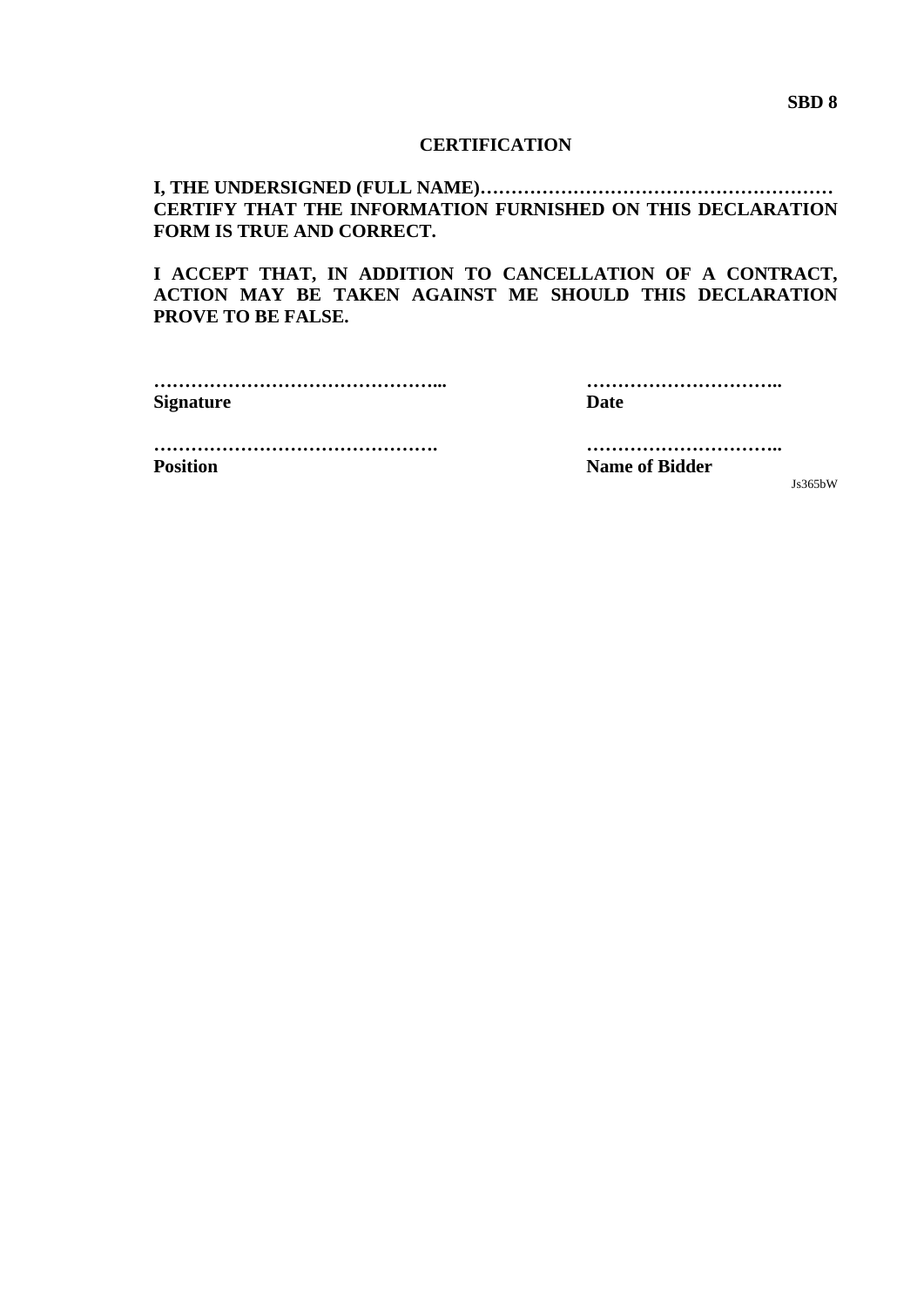**SBD 8**

## CERTIFICATION

**I, THE UNDERSIGNED (FULL NAME)………………………………………………… CERTIFY THAT THE INFORMATION FURNISHED ON THIS DECLARATION FORM IS TRUE AND CORRECT.**

**I ACCEPT THAT, IN ADDITION TO CANCELLATION OF A CONTRACT, ACTION MAY BE TAKEN AGAINST ME SHOULD THIS DECLARATION PROVE TO BE FALSE.**

| | |
|---|---|
| **………………………………………...** | **…………………………..** |
| **Signature** | **Date** |
| **……………………………………….** | **…………………………..** |
| **Position** | **Name of Bidder** |

Js365bW